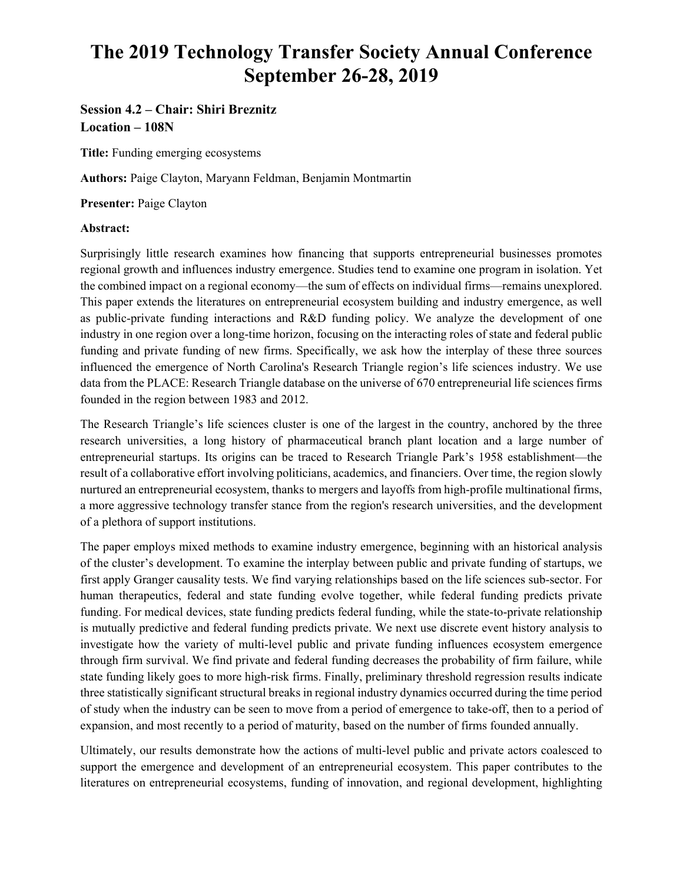# The 2019 Technology Transfer Society Annual Conference September 26-28, 2019

### Session 4.2 – Chair: Shiri Breznitz
### Location – 108N

**Title:** Funding emerging ecosystems

**Authors:** Paige Clayton, Maryann Feldman, Benjamin Montmartin

**Presenter:** Paige Clayton

**Abstract:**

Surprisingly little research examines how financing that supports entrepreneurial businesses promotes regional growth and influences industry emergence. Studies tend to examine one program in isolation. Yet the combined impact on a regional economy—the sum of effects on individual firms—remains unexplored. This paper extends the literatures on entrepreneurial ecosystem building and industry emergence, as well as public-private funding interactions and R&D funding policy. We analyze the development of one industry in one region over a long-time horizon, focusing on the interacting roles of state and federal public funding and private funding of new firms. Specifically, we ask how the interplay of these three sources influenced the emergence of North Carolina's Research Triangle region's life sciences industry. We use data from the PLACE: Research Triangle database on the universe of 670 entrepreneurial life sciences firms founded in the region between 1983 and 2012.

The Research Triangle's life sciences cluster is one of the largest in the country, anchored by the three research universities, a long history of pharmaceutical branch plant location and a large number of entrepreneurial startups. Its origins can be traced to Research Triangle Park's 1958 establishment—the result of a collaborative effort involving politicians, academics, and financiers. Over time, the region slowly nurtured an entrepreneurial ecosystem, thanks to mergers and layoffs from high-profile multinational firms, a more aggressive technology transfer stance from the region's research universities, and the development of a plethora of support institutions.

The paper employs mixed methods to examine industry emergence, beginning with an historical analysis of the cluster's development. To examine the interplay between public and private funding of startups, we first apply Granger causality tests. We find varying relationships based on the life sciences sub-sector. For human therapeutics, federal and state funding evolve together, while federal funding predicts private funding. For medical devices, state funding predicts federal funding, while the state-to-private relationship is mutually predictive and federal funding predicts private. We next use discrete event history analysis to investigate how the variety of multi-level public and private funding influences ecosystem emergence through firm survival. We find private and federal funding decreases the probability of firm failure, while state funding likely goes to more high-risk firms. Finally, preliminary threshold regression results indicate three statistically significant structural breaks in regional industry dynamics occurred during the time period of study when the industry can be seen to move from a period of emergence to take-off, then to a period of expansion, and most recently to a period of maturity, based on the number of firms founded annually.

Ultimately, our results demonstrate how the actions of multi-level public and private actors coalesced to support the emergence and development of an entrepreneurial ecosystem. This paper contributes to the literatures on entrepreneurial ecosystems, funding of innovation, and regional development, highlighting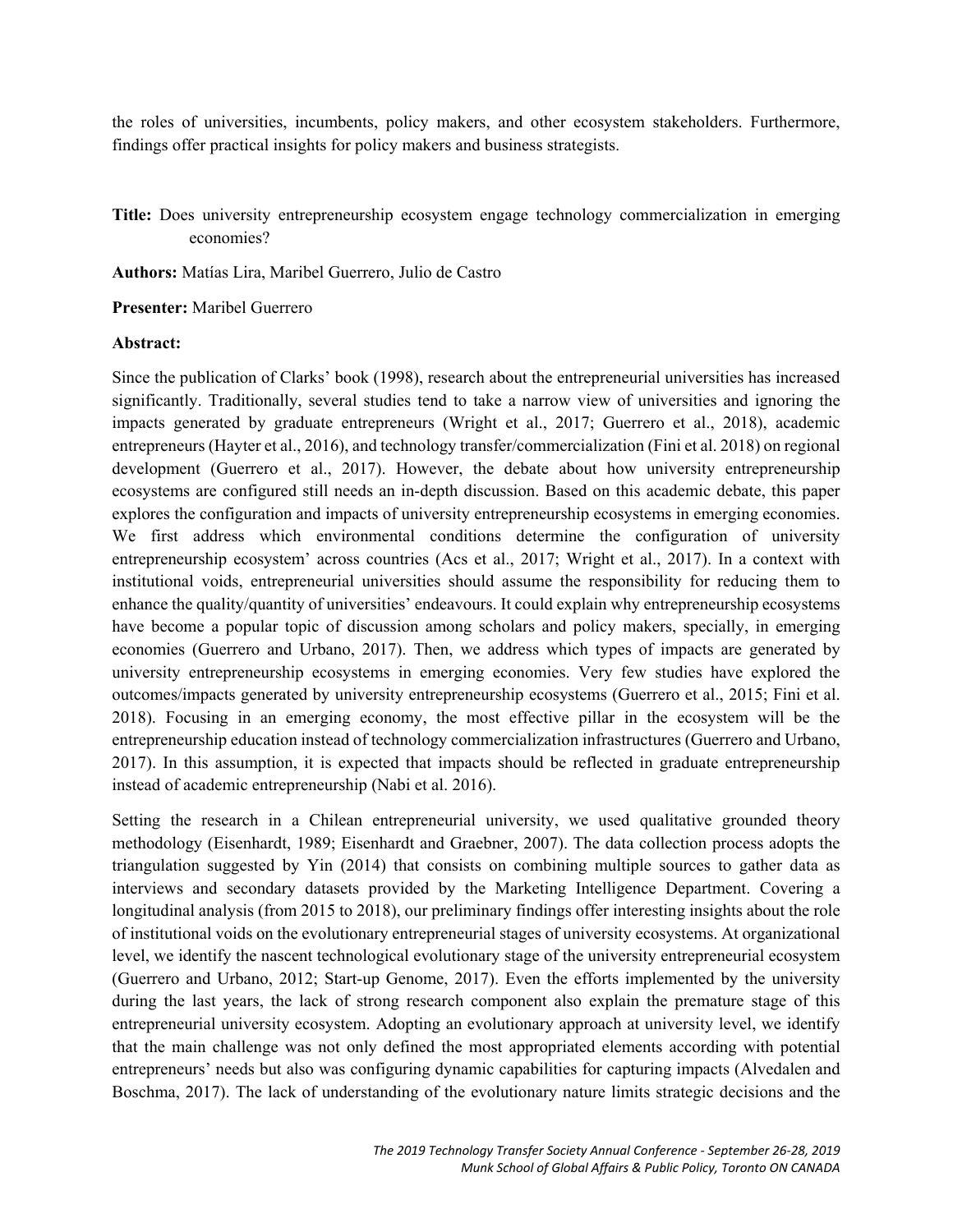the roles of universities, incumbents, policy makers, and other ecosystem stakeholders. Furthermore, findings offer practical insights for policy makers and business strategists.

**Title:** Does university entrepreneurship ecosystem engage technology commercialization in emerging economies?

**Authors:** Matías Lira, Maribel Guerrero, Julio de Castro

**Presenter:** Maribel Guerrero

**Abstract:**

Since the publication of Clarks' book (1998), research about the entrepreneurial universities has increased significantly. Traditionally, several studies tend to take a narrow view of universities and ignoring the impacts generated by graduate entrepreneurs (Wright et al., 2017; Guerrero et al., 2018), academic entrepreneurs (Hayter et al., 2016), and technology transfer/commercialization (Fini et al. 2018) on regional development (Guerrero et al., 2017). However, the debate about how university entrepreneurship ecosystems are configured still needs an in-depth discussion. Based on this academic debate, this paper explores the configuration and impacts of university entrepreneurship ecosystems in emerging economies. We first address which environmental conditions determine the configuration of university entrepreneurship ecosystem' across countries (Acs et al., 2017; Wright et al., 2017). In a context with institutional voids, entrepreneurial universities should assume the responsibility for reducing them to enhance the quality/quantity of universities' endeavours. It could explain why entrepreneurship ecosystems have become a popular topic of discussion among scholars and policy makers, specially, in emerging economies (Guerrero and Urbano, 2017). Then, we address which types of impacts are generated by university entrepreneurship ecosystems in emerging economies. Very few studies have explored the outcomes/impacts generated by university entrepreneurship ecosystems (Guerrero et al., 2015; Fini et al. 2018). Focusing in an emerging economy, the most effective pillar in the ecosystem will be the entrepreneurship education instead of technology commercialization infrastructures (Guerrero and Urbano, 2017). In this assumption, it is expected that impacts should be reflected in graduate entrepreneurship instead of academic entrepreneurship (Nabi et al. 2016).

Setting the research in a Chilean entrepreneurial university, we used qualitative grounded theory methodology (Eisenhardt, 1989; Eisenhardt and Graebner, 2007). The data collection process adopts the triangulation suggested by Yin (2014) that consists on combining multiple sources to gather data as interviews and secondary datasets provided by the Marketing Intelligence Department. Covering a longitudinal analysis (from 2015 to 2018), our preliminary findings offer interesting insights about the role of institutional voids on the evolutionary entrepreneurial stages of university ecosystems. At organizational level, we identify the nascent technological evolutionary stage of the university entrepreneurial ecosystem (Guerrero and Urbano, 2012; Start-up Genome, 2017). Even the efforts implemented by the university during the last years, the lack of strong research component also explain the premature stage of this entrepreneurial university ecosystem. Adopting an evolutionary approach at university level, we identify that the main challenge was not only defined the most appropriated elements according with potential entrepreneurs' needs but also was configuring dynamic capabilities for capturing impacts (Alvedalen and Boschma, 2017). The lack of understanding of the evolutionary nature limits strategic decisions and the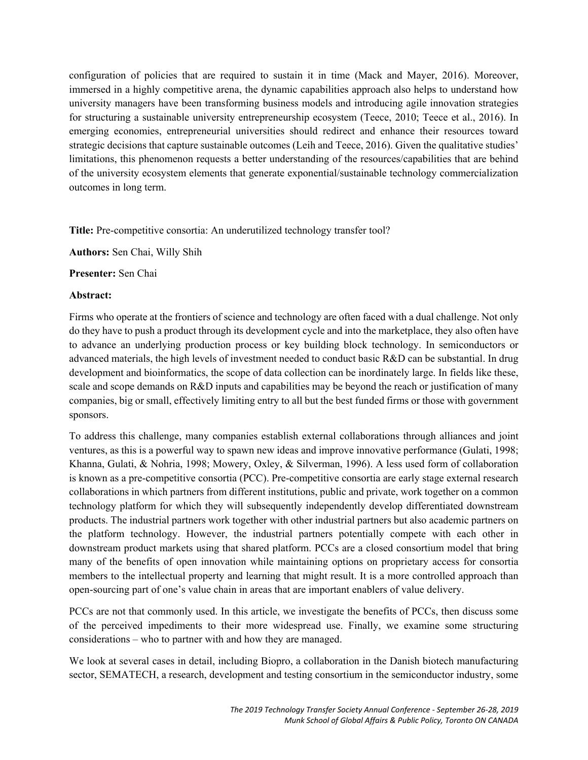configuration of policies that are required to sustain it in time (Mack and Mayer, 2016). Moreover, immersed in a highly competitive arena, the dynamic capabilities approach also helps to understand how university managers have been transforming business models and introducing agile innovation strategies for structuring a sustainable university entrepreneurship ecosystem (Teece, 2010; Teece et al., 2016). In emerging economies, entrepreneurial universities should redirect and enhance their resources toward strategic decisions that capture sustainable outcomes (Leih and Teece, 2016). Given the qualitative studies' limitations, this phenomenon requests a better understanding of the resources/capabilities that are behind of the university ecosystem elements that generate exponential/sustainable technology commercialization outcomes in long term.

**Title:** Pre-competitive consortia: An underutilized technology transfer tool?

**Authors:** Sen Chai, Willy Shih

**Presenter:** Sen Chai

**Abstract:**

Firms who operate at the frontiers of science and technology are often faced with a dual challenge. Not only do they have to push a product through its development cycle and into the marketplace, they also often have to advance an underlying production process or key building block technology. In semiconductors or advanced materials, the high levels of investment needed to conduct basic R&D can be substantial. In drug development and bioinformatics, the scope of data collection can be inordinately large. In fields like these, scale and scope demands on R&D inputs and capabilities may be beyond the reach or justification of many companies, big or small, effectively limiting entry to all but the best funded firms or those with government sponsors.

To address this challenge, many companies establish external collaborations through alliances and joint ventures, as this is a powerful way to spawn new ideas and improve innovative performance (Gulati, 1998; Khanna, Gulati, & Nohria, 1998; Mowery, Oxley, & Silverman, 1996). A less used form of collaboration is known as a pre-competitive consortia (PCC). Pre-competitive consortia are early stage external research collaborations in which partners from different institutions, public and private, work together on a common technology platform for which they will subsequently independently develop differentiated downstream products. The industrial partners work together with other industrial partners but also academic partners on the platform technology. However, the industrial partners potentially compete with each other in downstream product markets using that shared platform. PCCs are a closed consortium model that bring many of the benefits of open innovation while maintaining options on proprietary access for consortia members to the intellectual property and learning that might result. It is a more controlled approach than open-sourcing part of one's value chain in areas that are important enablers of value delivery.

PCCs are not that commonly used. In this article, we investigate the benefits of PCCs, then discuss some of the perceived impediments to their more widespread use. Finally, we examine some structuring considerations – who to partner with and how they are managed.

We look at several cases in detail, including Biopro, a collaboration in the Danish biotech manufacturing sector, SEMATECH, a research, development and testing consortium in the semiconductor industry, some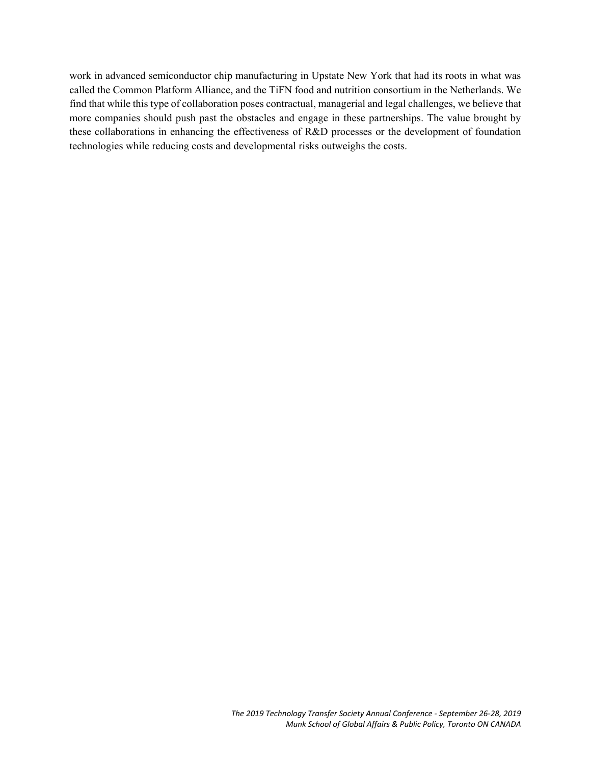work in advanced semiconductor chip manufacturing in Upstate New York that had its roots in what was called the Common Platform Alliance, and the TiFN food and nutrition consortium in the Netherlands. We find that while this type of collaboration poses contractual, managerial and legal challenges, we believe that more companies should push past the obstacles and engage in these partnerships. The value brought by these collaborations in enhancing the effectiveness of R&D processes or the development of foundation technologies while reducing costs and developmental risks outweighs the costs.